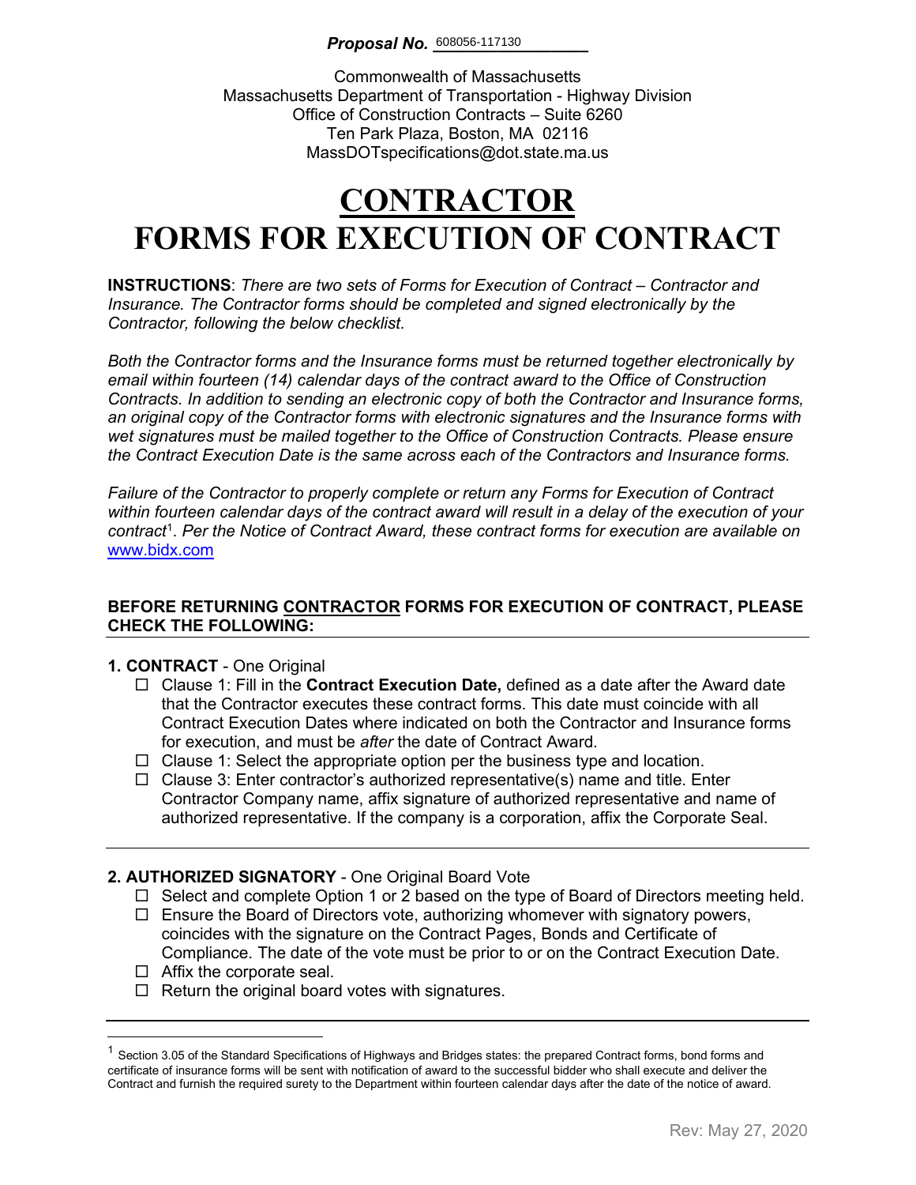***Proposal No.*** 608056-117130

Commonwealth of Massachusetts
Massachusetts Department of Transportation - Highway Division
Office of Construction Contracts – Suite 6260
Ten Park Plaza, Boston, MA 02116
MassDOTspecifications@dot.state.ma.us

# CONTRACTOR
# FORMS FOR EXECUTION OF CONTRACT

**INSTRUCTIONS**: *There are two sets of Forms for Execution of Contract – Contractor and Insurance. The Contractor forms should be completed and signed electronically by the Contractor, following the below checklist.*

*Both the Contractor forms and the Insurance forms must be returned together electronically by email within fourteen (14) calendar days of the contract award to the Office of Construction Contracts. In addition to sending an electronic copy of both the Contractor and Insurance forms, an original copy of the Contractor forms with electronic signatures and the Insurance forms with wet signatures must be mailed together to the Office of Construction Contracts. Please ensure the Contract Execution Date is the same across each of the Contractors and Insurance forms.*

*Failure of the Contractor to properly complete or return any Forms for Execution of Contract within fourteen calendar days of the contract award will result in a delay of the execution of your contract*[1]. *Per the Notice of Contract Award, these contract forms for execution are available on* www.bidx.com

**BEFORE RETURNING CONTRACTOR FORMS FOR EXECUTION OF CONTRACT, PLEASE CHECK THE FOLLOWING:**

**1. CONTRACT** - One Original

- ☐ Clause 1: Fill in the **Contract Execution Date,** defined as a date after the Award date that the Contractor executes these contract forms. This date must coincide with all Contract Execution Dates where indicated on both the Contractor and Insurance forms for execution, and must be *after* the date of Contract Award.
- ☐ Clause 1: Select the appropriate option per the business type and location.
- ☐ Clause 3: Enter contractor's authorized representative(s) name and title. Enter Contractor Company name, affix signature of authorized representative and name of authorized representative. If the company is a corporation, affix the Corporate Seal.

**2. AUTHORIZED SIGNATORY** - One Original Board Vote

- ☐ Select and complete Option 1 or 2 based on the type of Board of Directors meeting held.
- ☐ Ensure the Board of Directors vote, authorizing whomever with signatory powers, coincides with the signature on the Contract Pages, Bonds and Certificate of Compliance. The date of the vote must be prior to or on the Contract Execution Date.
- ☐ Affix the corporate seal.
- ☐ Return the original board votes with signatures.

[1] Section 3.05 of the Standard Specifications of Highways and Bridges states: the prepared Contract forms, bond forms and certificate of insurance forms will be sent with notification of award to the successful bidder who shall execute and deliver the Contract and furnish the required surety to the Department within fourteen calendar days after the date of the notice of award.

Rev: May 27, 2020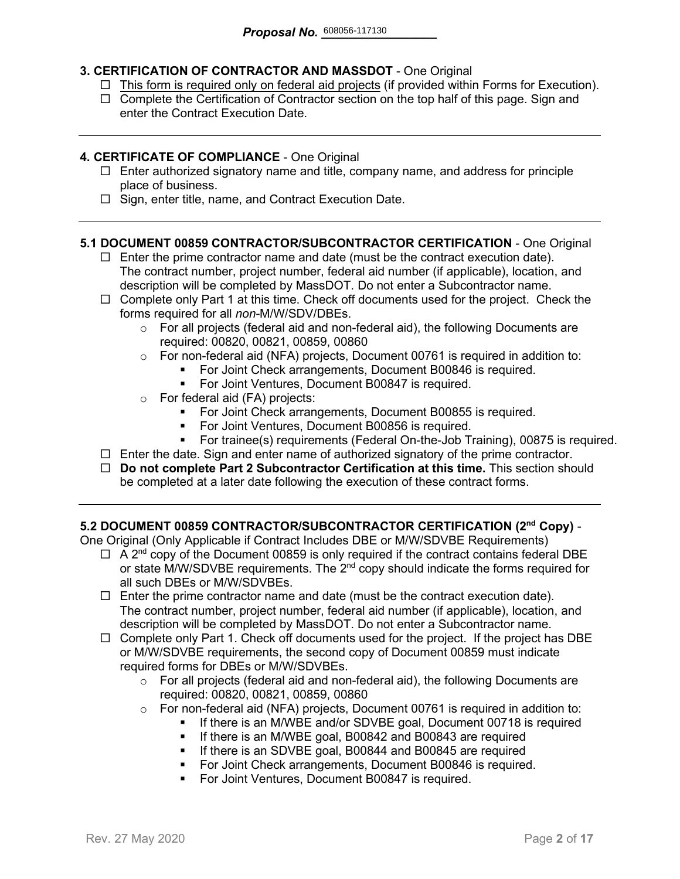**Proposal No.** 608056-117130

### 3. CERTIFICATION OF CONTRACTOR AND MASSDOT - One Original

- ☐ This form is required only on federal aid projects (if provided within Forms for Execution).
- ☐ Complete the Certification of Contractor section on the top half of this page. Sign and enter the Contract Execution Date.

---

### 4. CERTIFICATE OF COMPLIANCE - One Original

- ☐ Enter authorized signatory name and title, company name, and address for principle place of business.
- ☐ Sign, enter title, name, and Contract Execution Date.

---

### 5.1 DOCUMENT 00859 CONTRACTOR/SUBCONTRACTOR CERTIFICATION - One Original

- ☐ Enter the prime contractor name and date (must be the contract execution date). The contract number, project number, federal aid number (if applicable), location, and description will be completed by MassDOT. Do not enter a Subcontractor name.
- ☐ Complete only Part 1 at this time. Check off documents used for the project. Check the forms required for all *non*-M/W/SDV/DBEs.
    - For all projects (federal aid and non-federal aid), the following Documents are required: 00820, 00821, 00859, 00860
    - For non-federal aid (NFA) projects, Document 00761 is required in addition to:
        - For Joint Check arrangements, Document B00846 is required.
        - For Joint Ventures, Document B00847 is required.
    - For federal aid (FA) projects:
        - For Joint Check arrangements, Document B00855 is required.
        - For Joint Ventures, Document B00856 is required.
        - For trainee(s) requirements (Federal On-the-Job Training), 00875 is required.
- ☐ Enter the date. Sign and enter name of authorized signatory of the prime contractor.
- ☐ **Do not complete Part 2 Subcontractor Certification at this time.** This section should be completed at a later date following the execution of these contract forms.

---

### 5.2 DOCUMENT 00859 CONTRACTOR/SUBCONTRACTOR CERTIFICATION (2nd Copy) - One Original (Only Applicable if Contract Includes DBE or M/W/SDVBE Requirements)

- ☐ A 2nd copy of the Document 00859 is only required if the contract contains federal DBE or state M/W/SDVBE requirements. The 2nd copy should indicate the forms required for all such DBEs or M/W/SDVBEs.
- ☐ Enter the prime contractor name and date (must be the contract execution date). The contract number, project number, federal aid number (if applicable), location, and description will be completed by MassDOT. Do not enter a Subcontractor name.
- ☐ Complete only Part 1. Check off documents used for the project. If the project has DBE or M/W/SDVBE requirements, the second copy of Document 00859 must indicate required forms for DBEs or M/W/SDVBEs.
    - For all projects (federal aid and non-federal aid), the following Documents are required: 00820, 00821, 00859, 00860
    - For non-federal aid (NFA) projects, Document 00761 is required in addition to:
        - If there is an M/WBE and/or SDVBE goal, Document 00718 is required
        - If there is an M/WBE goal, B00842 and B00843 are required
        - If there is an SDVBE goal, B00844 and B00845 are required
        - For Joint Check arrangements, Document B00846 is required.
        - For Joint Ventures, Document B00847 is required.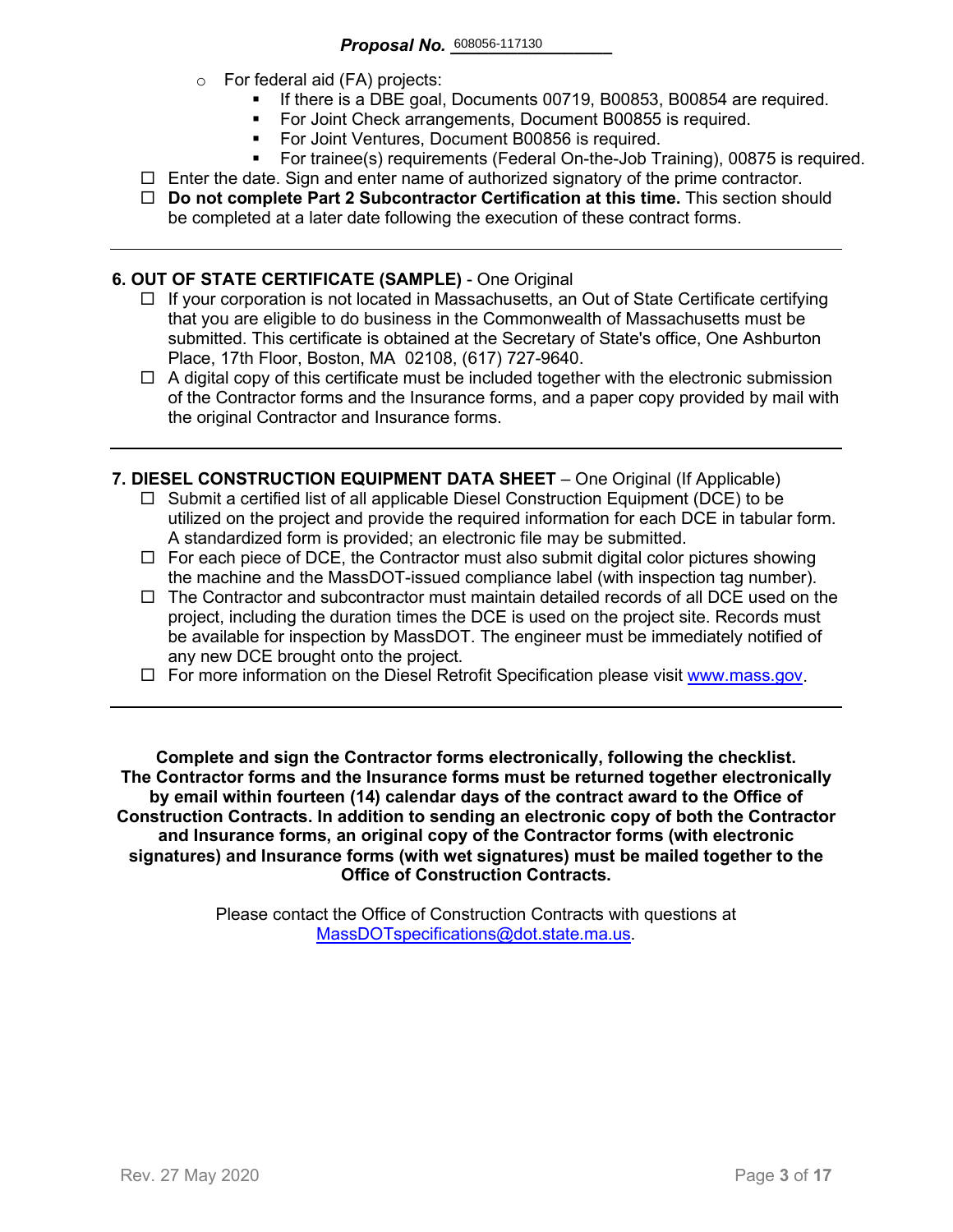Proposal No. 608056-117130

- For federal aid (FA) projects:
  - If there is a DBE goal, Documents 00719, B00853, B00854 are required.
  - For Joint Check arrangements, Document B00855 is required.
  - For Joint Ventures, Document B00856 is required.
  - For trainee(s) requirements (Federal On-the-Job Training), 00875 is required.

☐ Enter the date. Sign and enter name of authorized signatory of the prime contractor.

☐ **Do not complete Part 2 Subcontractor Certification at this time.** This section should be completed at a later date following the execution of these contract forms.

---

**6. OUT OF STATE CERTIFICATE (SAMPLE)** - One Original

☐ If your corporation is not located in Massachusetts, an Out of State Certificate certifying that you are eligible to do business in the Commonwealth of Massachusetts must be submitted. This certificate is obtained at the Secretary of State's office, One Ashburton Place, 17th Floor, Boston, MA 02108, (617) 727-9640.

☐ A digital copy of this certificate must be included together with the electronic submission of the Contractor forms and the Insurance forms, and a paper copy provided by mail with the original Contractor and Insurance forms.

---

**7. DIESEL CONSTRUCTION EQUIPMENT DATA SHEET** – One Original (If Applicable)

☐ Submit a certified list of all applicable Diesel Construction Equipment (DCE) to be utilized on the project and provide the required information for each DCE in tabular form. A standardized form is provided; an electronic file may be submitted.

☐ For each piece of DCE, the Contractor must also submit digital color pictures showing the machine and the MassDOT-issued compliance label (with inspection tag number).

☐ The Contractor and subcontractor must maintain detailed records of all DCE used on the project, including the duration times the DCE is used on the project site. Records must be available for inspection by MassDOT. The engineer must be immediately notified of any new DCE brought onto the project.

☐ For more information on the Diesel Retrofit Specification please visit www.mass.gov.

---

**Complete and sign the Contractor forms electronically, following the checklist. The Contractor forms and the Insurance forms must be returned together electronically by email within fourteen (14) calendar days of the contract award to the Office of Construction Contracts. In addition to sending an electronic copy of both the Contractor and Insurance forms, an original copy of the Contractor forms (with electronic signatures) and Insurance forms (with wet signatures) must be mailed together to the Office of Construction Contracts.**

Please contact the Office of Construction Contracts with questions at MassDOTspecifications@dot.state.ma.us.

Rev. 27 May 2020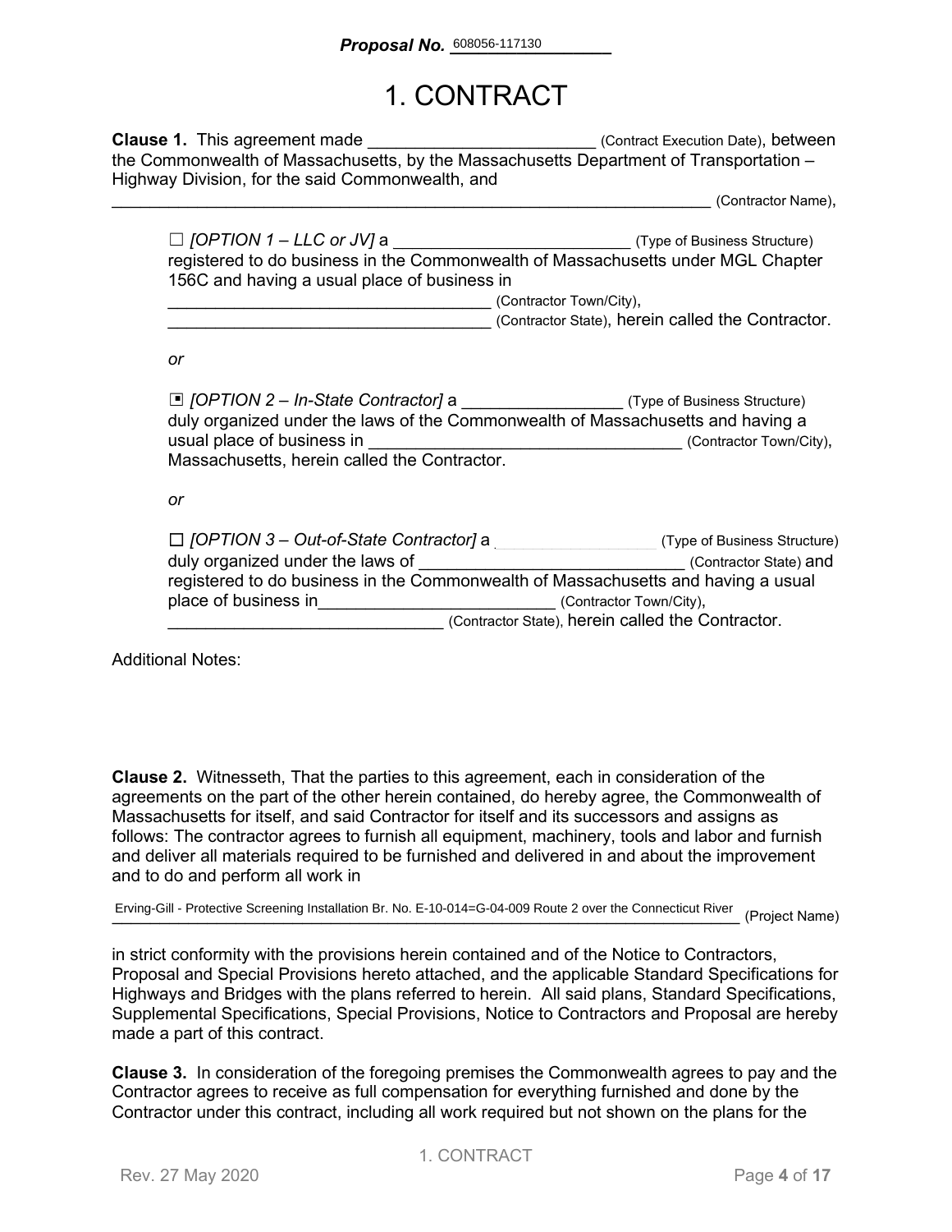**Proposal No.** 608056-117130

# 1. CONTRACT

**Clause 1.** This agreement made ________________________ (Contract Execution Date), between the Commonwealth of Massachusetts, by the Massachusetts Department of Transportation – Highway Division, for the said Commonwealth, and ________________________________________________________________ (Contractor Name),

☐ *[OPTION 1 – LLC or JV]* a __________________________ (Type of Business Structure) registered to do business in the Commonwealth of Massachusetts under MGL Chapter 156C and having a usual place of business in ___________________________________ (Contractor Town/City), ___________________________________ (Contractor State), herein called the Contractor.

*or*

▣ *[OPTION 2 – In-State Contractor]* a _________________ (Type of Business Structure) duly organized under the laws of the Commonwealth of Massachusetts and having a usual place of business in _________________________________ (Contractor Town/City), Massachusetts, herein called the Contractor.

*or*

☐ *[OPTION 3 – Out-of-State Contractor]* a ___________________ (Type of Business Structure) duly organized under the laws of _____________________________ (Contractor State) and registered to do business in the Commonwealth of Massachusetts and having a usual place of business in_________________________ (Contractor Town/City), ______________________________ (Contractor State), herein called the Contractor.

Additional Notes:

**Clause 2.** Witnesseth, That the parties to this agreement, each in consideration of the agreements on the part of the other herein contained, do hereby agree, the Commonwealth of Massachusetts for itself, and said Contractor for itself and its successors and assigns as follows: The contractor agrees to furnish all equipment, machinery, tools and labor and furnish and deliver all materials required to be furnished and delivered in and about the improvement and to do and perform all work in

Erving-Gill - Protective Screening Installation Br. No. E-10-014=G-04-009 Route 2 over the Connecticut River (Project Name)

in strict conformity with the provisions herein contained and of the Notice to Contractors, Proposal and Special Provisions hereto attached, and the applicable Standard Specifications for Highways and Bridges with the plans referred to herein. All said plans, Standard Specifications, Supplemental Specifications, Special Provisions, Notice to Contractors and Proposal are hereby made a part of this contract.

**Clause 3.** In consideration of the foregoing premises the Commonwealth agrees to pay and the Contractor agrees to receive as full compensation for everything furnished and done by the Contractor under this contract, including all work required but not shown on the plans for the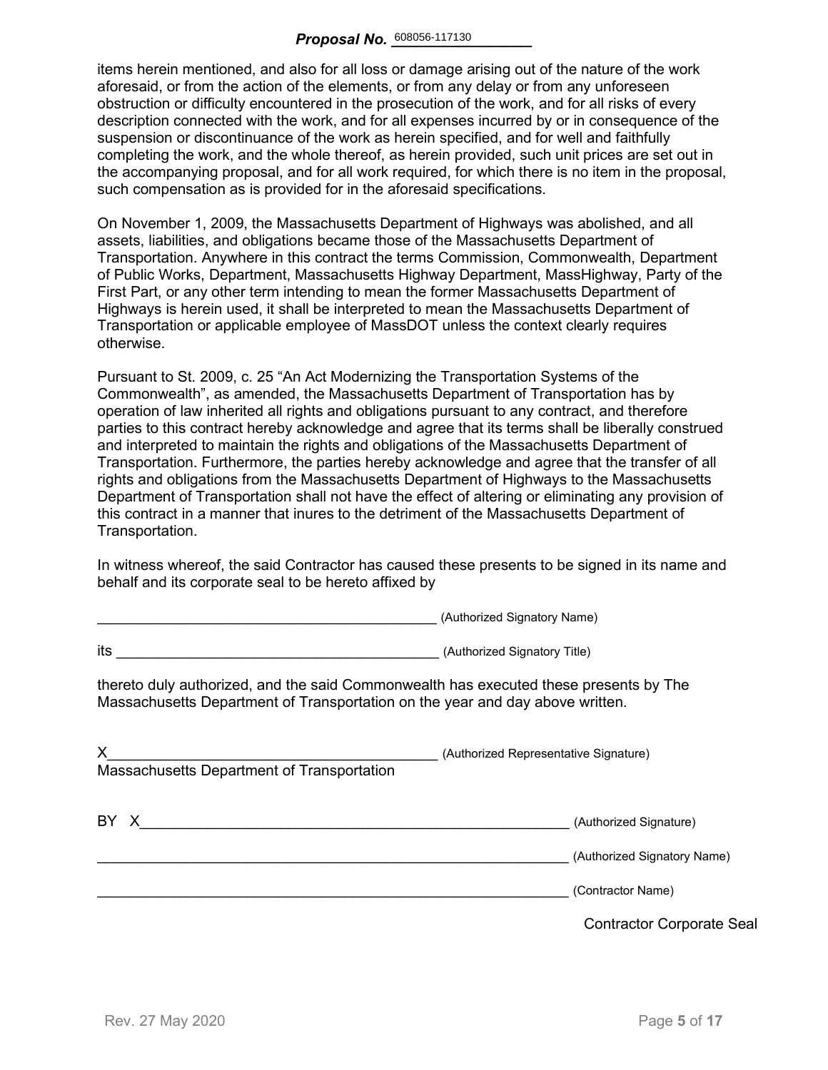items herein mentioned, and also for all loss or damage arising out of the nature of the work aforesaid, or from the action of the elements, or from any delay or from any unforeseen obstruction or difficulty encountered in the prosecution of the work, and for all risks of every description connected with the work, and for all expenses incurred by or in consequence of the suspension or discontinuance of the work as herein specified, and for well and faithfully completing the work, and the whole thereof, as herein provided, such unit prices are set out in the accompanying proposal, and for all work required, for which there is no item in the proposal, such compensation as is provided for in the aforesaid specifications.

On November 1, 2009, the Massachusetts Department of Highways was abolished, and all assets, liabilities, and obligations became those of the Massachusetts Department of Transportation. Anywhere in this contract the terms Commission, Commonwealth, Department of Public Works, Department, Massachusetts Highway Department, MassHighway, Party of the First Part, or any other term intending to mean the former Massachusetts Department of Highways is herein used, it shall be interpreted to mean the Massachusetts Department of Transportation or applicable employee of MassDOT unless the context clearly requires otherwise.

Pursuant to St. 2009, c. 25 "An Act Modernizing the Transportation Systems of the Commonwealth", as amended, the Massachusetts Department of Transportation has by operation of law inherited all rights and obligations pursuant to any contract, and therefore parties to this contract hereby acknowledge and agree that its terms shall be liberally construed and interpreted to maintain the rights and obligations of the Massachusetts Department of Transportation. Furthermore, the parties hereby acknowledge and agree that the transfer of all rights and obligations from the Massachusetts Department of Highways to the Massachusetts Department of Transportation shall not have the effect of altering or eliminating any provision of this contract in a manner that inures to the detriment of the Massachusetts Department of Transportation.

In witness whereof, the said Contractor has caused these presents to be signed in its name and behalf and its corporate seal to be hereto affixed by

___________________________________________ (Authorized Signatory Name)

its _________________________________________ (Authorized Signatory Title)

thereto duly authorized, and the said Commonwealth has executed these presents by The Massachusetts Department of Transportation on the year and day above written.

X__________________________________________ (Authorized Representative Signature)
Massachusetts Department of Transportation

BY X________________________________________________________ (Authorized Signature)

____________________________________________________________ (Authorized Signatory Name)

____________________________________________________________ (Contractor Name)

Contractor Corporate Seal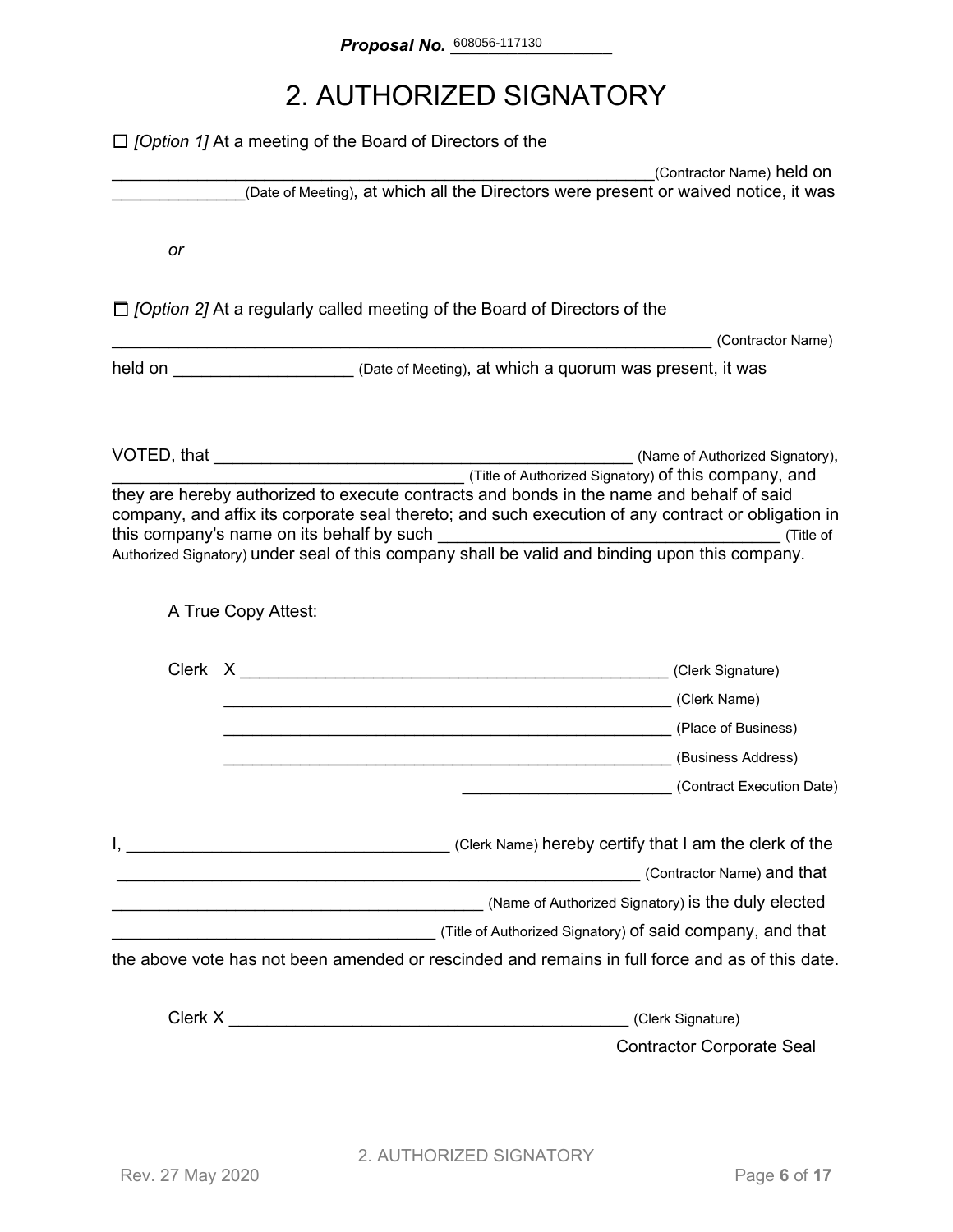**Proposal No.** 608056-117130

# 2. AUTHORIZED SIGNATORY

☐ *[Option 1]* At a meeting of the Board of Directors of the

____________________________________________________________(Contractor Name) held on ______________(Date of Meeting), at which all the Directors were present or waived notice, it was

*or*

☐ *[Option 2]* At a regularly called meeting of the Board of Directors of the

_____________________________________________________________ (Contractor Name)

held on ___________________ (Date of Meeting), at which a quorum was present, it was

VOTED, that _____________________________________________ (Name of Authorized Signatory), _______________________________________ (Title of Authorized Signatory) of this company, and they are hereby authorized to execute contracts and bonds in the name and behalf of said company, and affix its corporate seal thereto; and such execution of any contract or obligation in this company's name on its behalf by such _____________________________________ (Title of Authorized Signatory) under seal of this company shall be valid and binding upon this company.

A True Copy Attest:

Clerk X _______________________________________________ (Clerk Signature)

_________________________________________________ (Clerk Name)

_________________________________________________ (Place of Business)

_________________________________________________ (Business Address)

_______________________ (Contract Execution Date)

I, __________________________________ (Clerk Name) hereby certify that I am the clerk of the _________________________________________________________ (Contractor Name) and that _________________________________________ (Name of Authorized Signatory) is the duly elected __________________________________ (Title of Authorized Signatory) of said company, and that the above vote has not been amended or rescinded and remains in full force and as of this date.

Clerk X ___________________________________________ (Clerk Signature)

Contractor Corporate Seal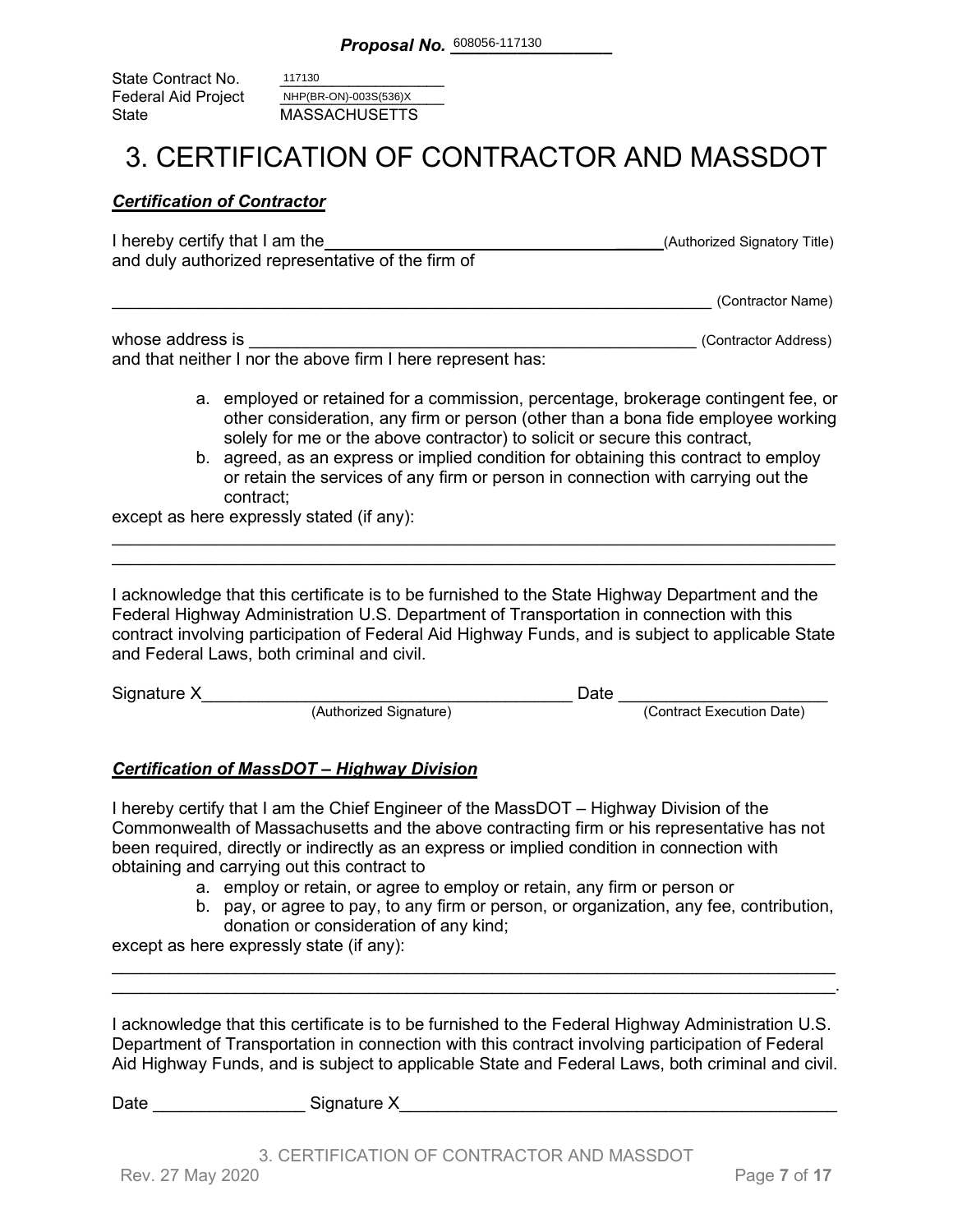**Proposal No.** 608056-117130

State Contract No. 117130
Federal Aid Project NHP(BR-ON)-003S(536)X
State MASSACHUSETTS

# 3. CERTIFICATION OF CONTRACTOR AND MASSDOT

***Certification of Contractor***

I hereby certify that I am the ________________________________________ (Authorized Signatory Title)
and duly authorized representative of the firm of

________________________________________________________________ (Contractor Name)

whose address is ______________________________________________ (Contractor Address)
and that neither I nor the above firm I here represent has:

a. employed or retained for a commission, percentage, brokerage contingent fee, or other consideration, any firm or person (other than a bona fide employee working solely for me or the above contractor) to solicit or secure this contract,
b. agreed, as an express or implied condition for obtaining this contract to employ or retain the services of any firm or person in connection with carrying out the contract;

except as here expressly stated (if any):

____________________________________________________________________________
____________________________________________________________________________

I acknowledge that this certificate is to be furnished to the State Highway Department and the Federal Highway Administration U.S. Department of Transportation in connection with this contract involving participation of Federal Aid Highway Funds, and is subject to applicable State and Federal Laws, both criminal and civil.

Signature X________________________________________ Date ______________________
(Authorized Signature) (Contract Execution Date)

***Certification of MassDOT – Highway Division***

I hereby certify that I am the Chief Engineer of the MassDOT – Highway Division of the Commonwealth of Massachusetts and the above contracting firm or his representative has not been required, directly or indirectly as an express or implied condition in connection with obtaining and carrying out this contract to

a. employ or retain, or agree to employ or retain, any firm or person or
b. pay, or agree to pay, to any firm or person, or organization, any fee, contribution, donation or consideration of any kind;

except as here expressly state (if any):

____________________________________________________________________________
____________________________________________________________________________.

I acknowledge that this certificate is to be furnished to the Federal Highway Administration U.S. Department of Transportation in connection with this contract involving participation of Federal Aid Highway Funds, and is subject to applicable State and Federal Laws, both criminal and civil.

Date ________________ Signature X______________________________________________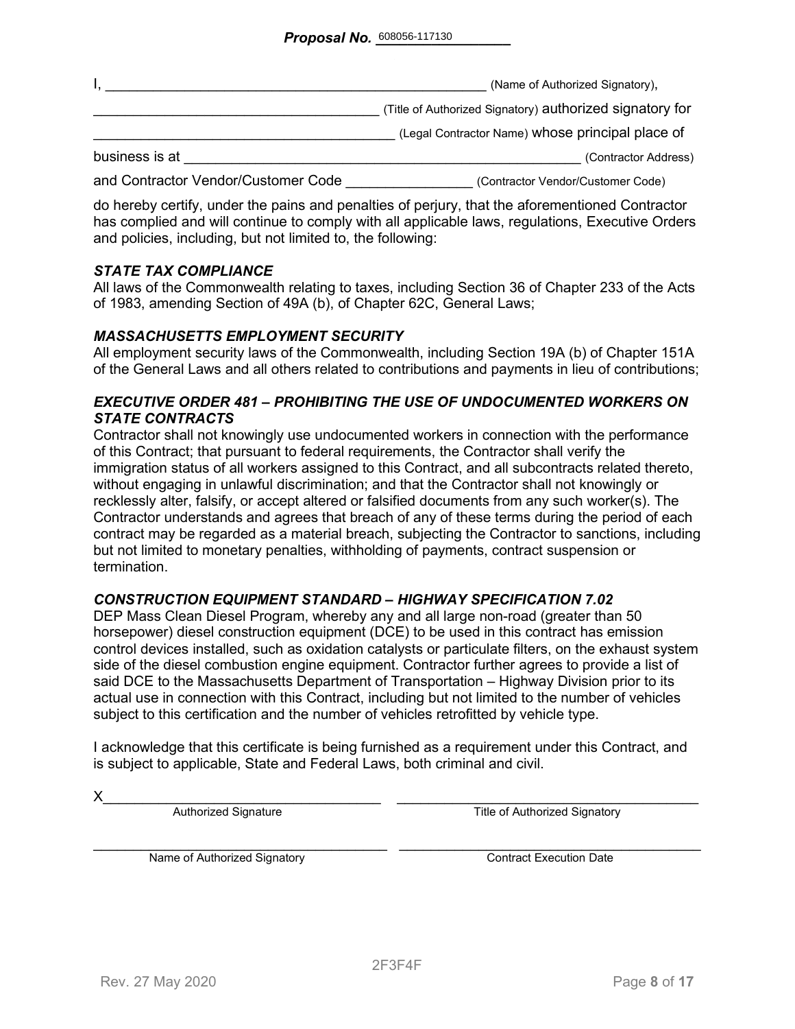**Proposal No.** 608056-117130

I, ________________________________________________ (Name of Authorized Signatory),

__________________________________ (Title of Authorized Signatory) authorized signatory for

____________________________________ (Legal Contractor Name) whose principal place of

business is at ___________________________________________________ (Contractor Address)

and Contractor Vendor/Customer Code _______________ (Contractor Vendor/Customer Code)

do hereby certify, under the pains and penalties of perjury, that the aforementioned Contractor has complied and will continue to comply with all applicable laws, regulations, Executive Orders and policies, including, but not limited to, the following:

***STATE TAX COMPLIANCE***

All laws of the Commonwealth relating to taxes, including Section 36 of Chapter 233 of the Acts of 1983, amending Section of 49A (b), of Chapter 62C, General Laws;

***MASSACHUSETTS EMPLOYMENT SECURITY***

All employment security laws of the Commonwealth, including Section 19A (b) of Chapter 151A of the General Laws and all others related to contributions and payments in lieu of contributions;

***EXECUTIVE ORDER 481 – PROHIBITING THE USE OF UNDOCUMENTED WORKERS ON STATE CONTRACTS***

Contractor shall not knowingly use undocumented workers in connection with the performance of this Contract; that pursuant to federal requirements, the Contractor shall verify the immigration status of all workers assigned to this Contract, and all subcontracts related thereto, without engaging in unlawful discrimination; and that the Contractor shall not knowingly or recklessly alter, falsify, or accept altered or falsified documents from any such worker(s). The Contractor understands and agrees that breach of any of these terms during the period of each contract may be regarded as a material breach, subjecting the Contractor to sanctions, including but not limited to monetary penalties, withholding of payments, contract suspension or termination.

***CONSTRUCTION EQUIPMENT STANDARD – HIGHWAY SPECIFICATION 7.02***

DEP Mass Clean Diesel Program, whereby any and all large non-road (greater than 50 horsepower) diesel construction equipment (DCE) to be used in this contract has emission control devices installed, such as oxidation catalysts or particulate filters, on the exhaust system side of the diesel combustion engine equipment. Contractor further agrees to provide a list of said DCE to the Massachusetts Department of Transportation – Highway Division prior to its actual use in connection with this Contract, including but not limited to the number of vehicles subject to this certification and the number of vehicles retrofitted by vehicle type.

I acknowledge that this certificate is being furnished as a requirement under this Contract, and is subject to applicable, State and Federal Laws, both criminal and civil.

X__________________________________ ____________________________________
Authorized Signature Title of Authorized Signatory

____________________________________ ____________________________________
Name of Authorized Signatory Contract Execution Date

2F3F4F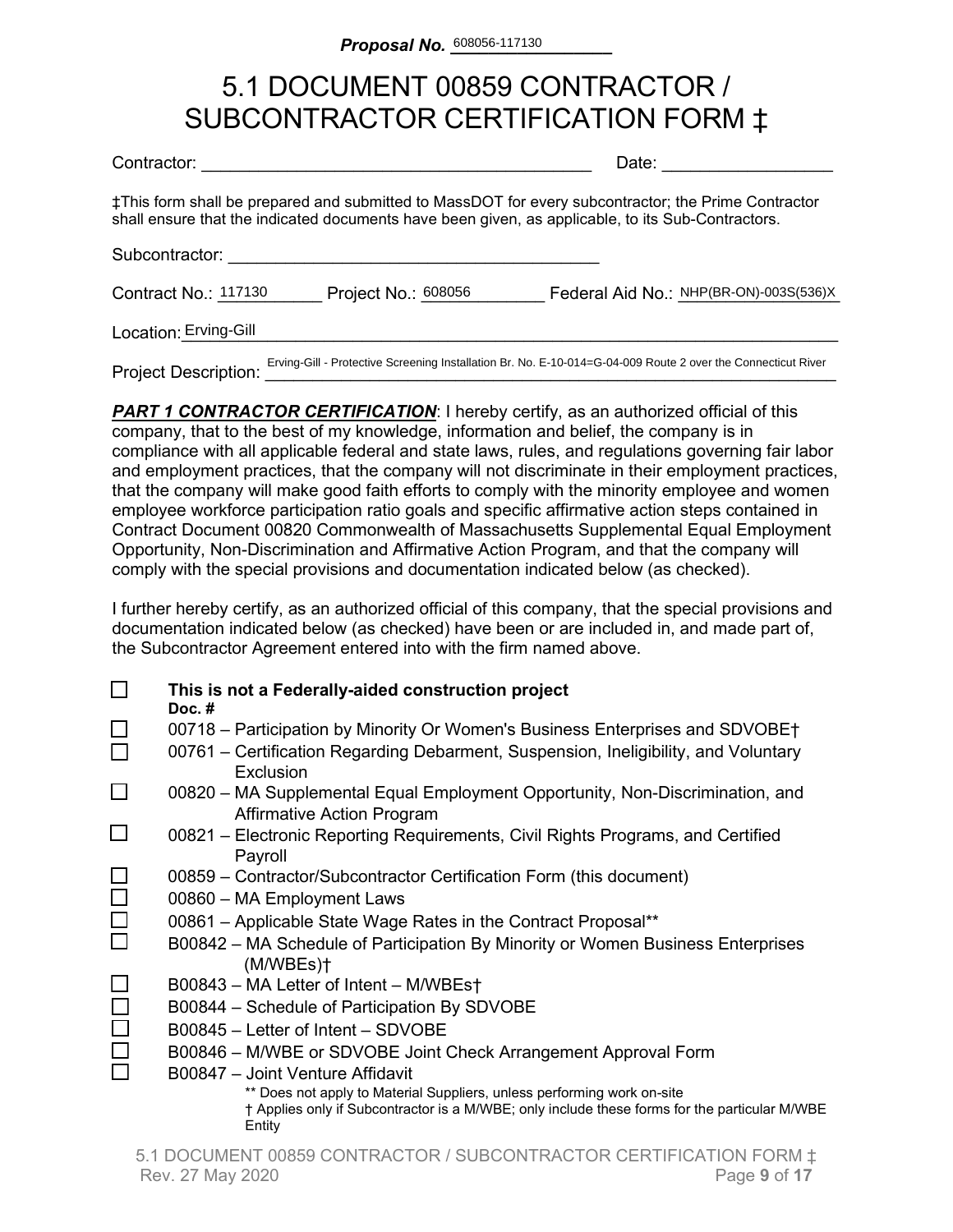**Proposal No.** 608056-117130

# 5.1 DOCUMENT 00859 CONTRACTOR / SUBCONTRACTOR CERTIFICATION FORM ‡

Contractor: ________________________________________ Date: _________________

‡This form shall be prepared and submitted to MassDOT for every subcontractor; the Prime Contractor shall ensure that the indicated documents have been given, as applicable, to its Sub-Contractors.

Subcontractor: ________________________________________

Contract No.: 117130 Project No.: 608056 Federal Aid No.: NHP(BR-ON)-003S(536)X

Location: Erving-Gill

Project Description: Erving-Gill - Protective Screening Installation Br. No. E-10-014=G-04-009 Route 2 over the Connecticut River

***PART 1 CONTRACTOR CERTIFICATION***: I hereby certify, as an authorized official of this company, that to the best of my knowledge, information and belief, the company is in compliance with all applicable federal and state laws, rules, and regulations governing fair labor and employment practices, that the company will not discriminate in their employment practices, that the company will make good faith efforts to comply with the minority employee and women employee workforce participation ratio goals and specific affirmative action steps contained in Contract Document 00820 Commonwealth of Massachusetts Supplemental Equal Employment Opportunity, Non-Discrimination and Affirmative Action Program, and that the company will comply with the special provisions and documentation indicated below (as checked).

I further hereby certify, as an authorized official of this company, that the special provisions and documentation indicated below (as checked) have been or are included in, and made part of, the Subcontractor Agreement entered into with the firm named above.

- ☐ **This is not a Federally-aided construction project**

**Doc. #**

- ☐ 00718 – Participation by Minority Or Women's Business Enterprises and SDVOBE†
- ☐ 00761 – Certification Regarding Debarment, Suspension, Ineligibility, and Voluntary Exclusion
- ☐ 00820 – MA Supplemental Equal Employment Opportunity, Non-Discrimination, and Affirmative Action Program
- ☐ 00821 – Electronic Reporting Requirements, Civil Rights Programs, and Certified Payroll
- ☐ 00859 – Contractor/Subcontractor Certification Form (this document)
- ☐ 00860 – MA Employment Laws
- ☐ 00861 – Applicable State Wage Rates in the Contract Proposal**
- ☐ B00842 – MA Schedule of Participation By Minority or Women Business Enterprises (M/WBEs)†
- ☐ B00843 – MA Letter of Intent – M/WBEs†
- ☐ B00844 – Schedule of Participation By SDVOBE
- ☐ B00845 – Letter of Intent – SDVOBE
- ☐ B00846 – M/WBE or SDVOBE Joint Check Arrangement Approval Form
- ☐ B00847 – Joint Venture Affidavit

** Does not apply to Material Suppliers, unless performing work on-site

† Applies only if Subcontractor is a M/WBE; only include these forms for the particular M/WBE Entity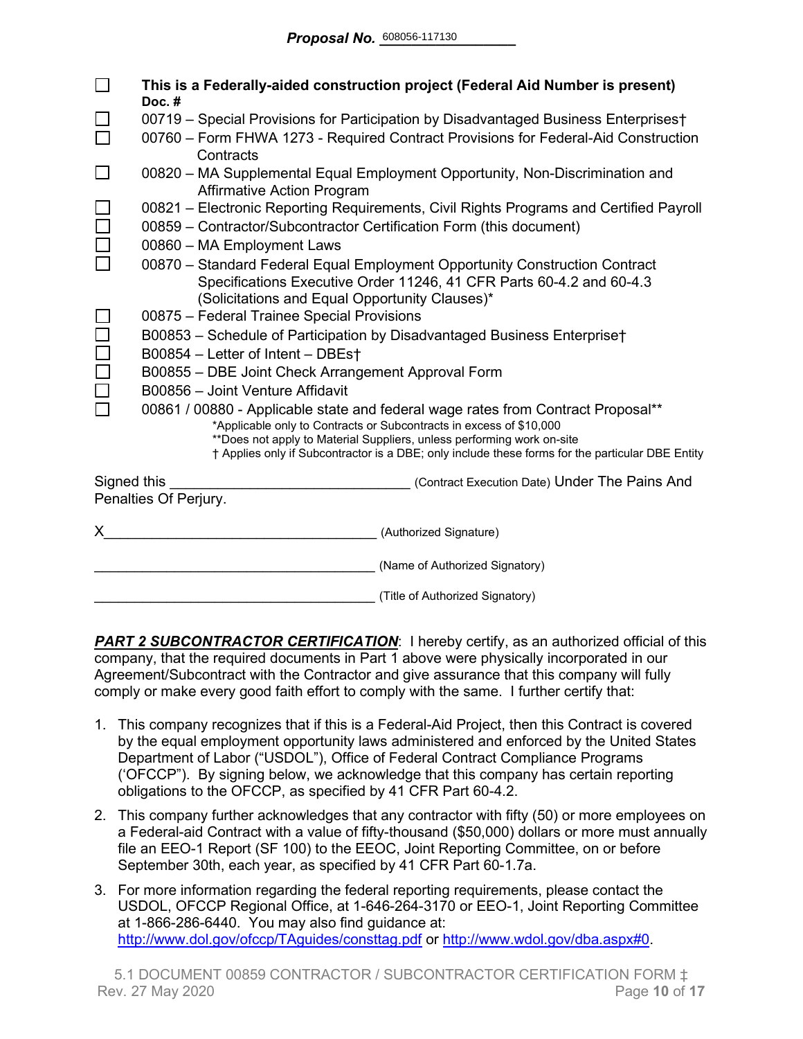**Proposal No.** 608056-117130

- ☐ **This is a Federally-aided construction project (Federal Aid Number is present)**

**Doc. #**

- ☐ 00719 – Special Provisions for Participation by Disadvantaged Business Enterprises†
- ☐ 00760 – Form FHWA 1273 - Required Contract Provisions for Federal-Aid Construction Contracts
- ☐ 00820 – MA Supplemental Equal Employment Opportunity, Non-Discrimination and Affirmative Action Program
- ☐ 00821 – Electronic Reporting Requirements, Civil Rights Programs and Certified Payroll
- ☐ 00859 – Contractor/Subcontractor Certification Form (this document)
- ☐ 00860 – MA Employment Laws
- ☐ 00870 – Standard Federal Equal Employment Opportunity Construction Contract Specifications Executive Order 11246, 41 CFR Parts 60-4.2 and 60-4.3 (Solicitations and Equal Opportunity Clauses)*
- ☐ 00875 – Federal Trainee Special Provisions
- ☐ B00853 – Schedule of Participation by Disadvantaged Business Enterprise†
- ☐ B00854 – Letter of Intent – DBEs†
- ☐ B00855 – DBE Joint Check Arrangement Approval Form
- ☐ B00856 – Joint Venture Affidavit
- ☐ 00861 / 00880 - Applicable state and federal wage rates from Contract Proposal**

*Applicable only to Contracts or Subcontracts in excess of $10,000
**Does not apply to Material Suppliers, unless performing work on-site
† Applies only if Subcontractor is a DBE; only include these forms for the particular DBE Entity

Signed this ______________________________ (Contract Execution Date) Under The Pains And Penalties Of Perjury.

X___________________________________ (Authorized Signature)

____________________________________ (Name of Authorized Signatory)

____________________________________ (Title of Authorized Signatory)

***PART 2 SUBCONTRACTOR CERTIFICATION***: I hereby certify, as an authorized official of this company, that the required documents in Part 1 above were physically incorporated in our Agreement/Subcontract with the Contractor and give assurance that this company will fully comply or make every good faith effort to comply with the same. I further certify that:

1. This company recognizes that if this is a Federal-Aid Project, then this Contract is covered by the equal employment opportunity laws administered and enforced by the United States Department of Labor ("USDOL"), Office of Federal Contract Compliance Programs ('OFCCP"). By signing below, we acknowledge that this company has certain reporting obligations to the OFCCP, as specified by 41 CFR Part 60-4.2.
2. This company further acknowledges that any contractor with fifty (50) or more employees on a Federal-aid Contract with a value of fifty-thousand ($50,000) dollars or more must annually file an EEO-1 Report (SF 100) to the EEOC, Joint Reporting Committee, on or before September 30th, each year, as specified by 41 CFR Part 60-1.7a.
3. For more information regarding the federal reporting requirements, please contact the USDOL, OFCCP Regional Office, at 1-646-264-3170 or EEO-1, Joint Reporting Committee at 1-866-286-6440. You may also find guidance at: http://www.dol.gov/ofccp/TAguides/consttag.pdf or http://www.wdol.gov/dba.aspx#0.

5.1 DOCUMENT 00859 CONTRACTOR / SUBCONTRACTOR CERTIFICATION FORM ‡
Rev. 27 May 2020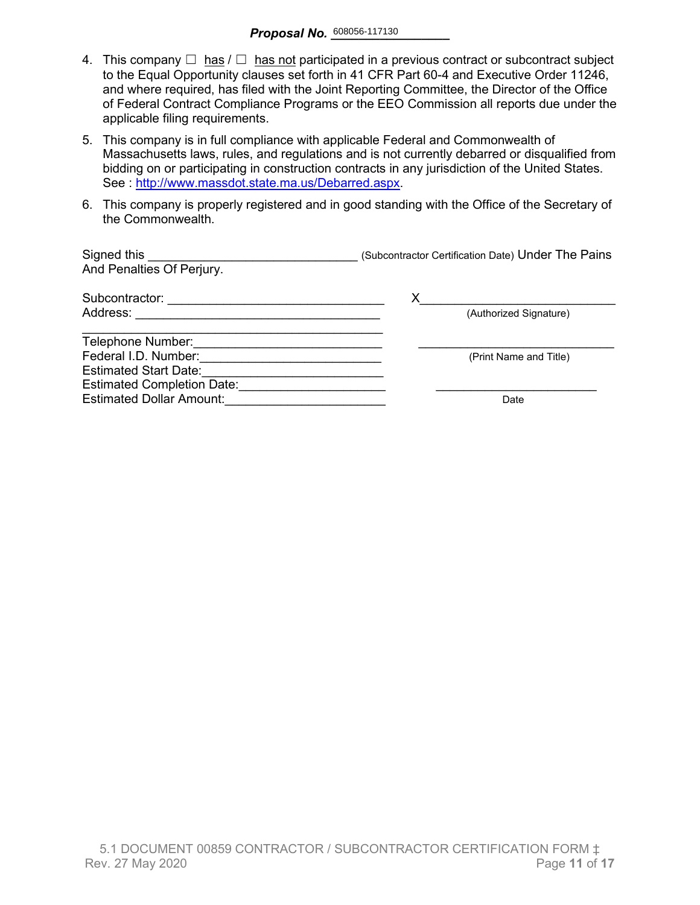**Proposal No.** 608056-117130

4. This company ☐ has / ☐ has not participated in a previous contract or subcontract subject to the Equal Opportunity clauses set forth in 41 CFR Part 60-4 and Executive Order 11246, and where required, has filed with the Joint Reporting Committee, the Director of the Office of Federal Contract Compliance Programs or the EEO Commission all reports due under the applicable filing requirements.

5. This company is in full compliance with applicable Federal and Commonwealth of Massachusetts laws, rules, and regulations and is not currently debarred or disqualified from bidding on or participating in construction contracts in any jurisdiction of the United States. See : http://www.massdot.state.ma.us/Debarred.aspx.

6. This company is properly registered and in good standing with the Office of the Secretary of the Commonwealth.

Signed this ______________________________ (Subcontractor Certification Date) Under The Pains And Penalties Of Perjury.

Subcontractor: ______________________________

Address: ______________________________

______________________________

Telephone Number: ______________________________

Federal I.D. Number: ______________________________

Estimated Start Date: ______________________________

Estimated Completion Date: ______________________________

Estimated Dollar Amount: ______________________________

X______________________________
(Authorized Signature)

______________________________
(Print Name and Title)

______________________________
Date

5.1 DOCUMENT 00859 CONTRACTOR / SUBCONTRACTOR CERTIFICATION FORM ‡
Rev. 27 May 2020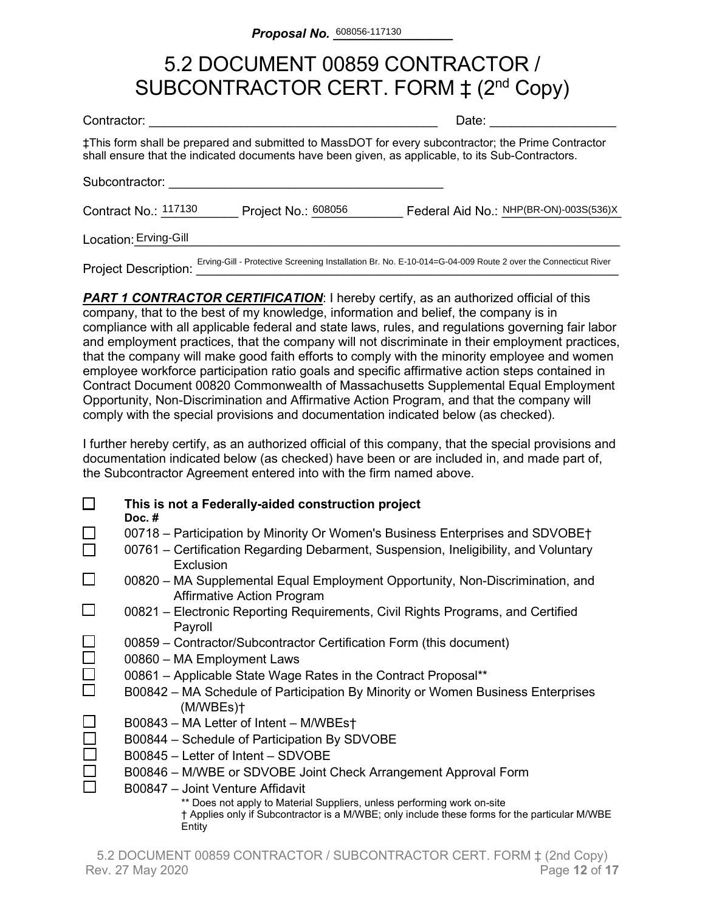**Proposal No.** 608056-117130

# 5.2 DOCUMENT 00859 CONTRACTOR / SUBCONTRACTOR CERT. FORM ‡ (2nd Copy)

Contractor: ________________________________________ Date: _________________

‡This form shall be prepared and submitted to MassDOT for every subcontractor; the Prime Contractor shall ensure that the indicated documents have been given, as applicable, to its Sub-Contractors.

Subcontractor: ________________________________________

Contract No.: 117130 Project No.: 608056 Federal Aid No.: NHP(BR-ON)-003S(536)X

Location: Erving-Gill

Project Description: Erving-Gill - Protective Screening Installation Br. No. E-10-014=G-04-009 Route 2 over the Connecticut River

***PART 1 CONTRACTOR CERTIFICATION***: I hereby certify, as an authorized official of this company, that to the best of my knowledge, information and belief, the company is in compliance with all applicable federal and state laws, rules, and regulations governing fair labor and employment practices, that the company will not discriminate in their employment practices, that the company will make good faith efforts to comply with the minority employee and women employee workforce participation ratio goals and specific affirmative action steps contained in Contract Document 00820 Commonwealth of Massachusetts Supplemental Equal Employment Opportunity, Non-Discrimination and Affirmative Action Program, and that the company will comply with the special provisions and documentation indicated below (as checked).

I further hereby certify, as an authorized official of this company, that the special provisions and documentation indicated below (as checked) have been or are included in, and made part of, the Subcontractor Agreement entered into with the firm named above.

- ☐ **This is not a Federally-aided construction project**
  **Doc. #**
- ☐ 00718 – Participation by Minority Or Women's Business Enterprises and SDVOBE†
- ☐ 00761 – Certification Regarding Debarment, Suspension, Ineligibility, and Voluntary Exclusion
- ☐ 00820 – MA Supplemental Equal Employment Opportunity, Non-Discrimination, and Affirmative Action Program
- ☐ 00821 – Electronic Reporting Requirements, Civil Rights Programs, and Certified Payroll
- ☐ 00859 – Contractor/Subcontractor Certification Form (this document)
- ☐ 00860 – MA Employment Laws
- ☐ 00861 – Applicable State Wage Rates in the Contract Proposal**
- ☐ B00842 – MA Schedule of Participation By Minority or Women Business Enterprises (M/WBEs)†
- ☐ B00843 – MA Letter of Intent – M/WBEs†
- ☐ B00844 – Schedule of Participation By SDVOBE
- ☐ B00845 – Letter of Intent – SDVOBE
- ☐ B00846 – M/WBE or SDVOBE Joint Check Arrangement Approval Form
- ☐ B00847 – Joint Venture Affidavit

** Does not apply to Material Suppliers, unless performing work on-site
† Applies only if Subcontractor is a M/WBE; only include these forms for the particular M/WBE Entity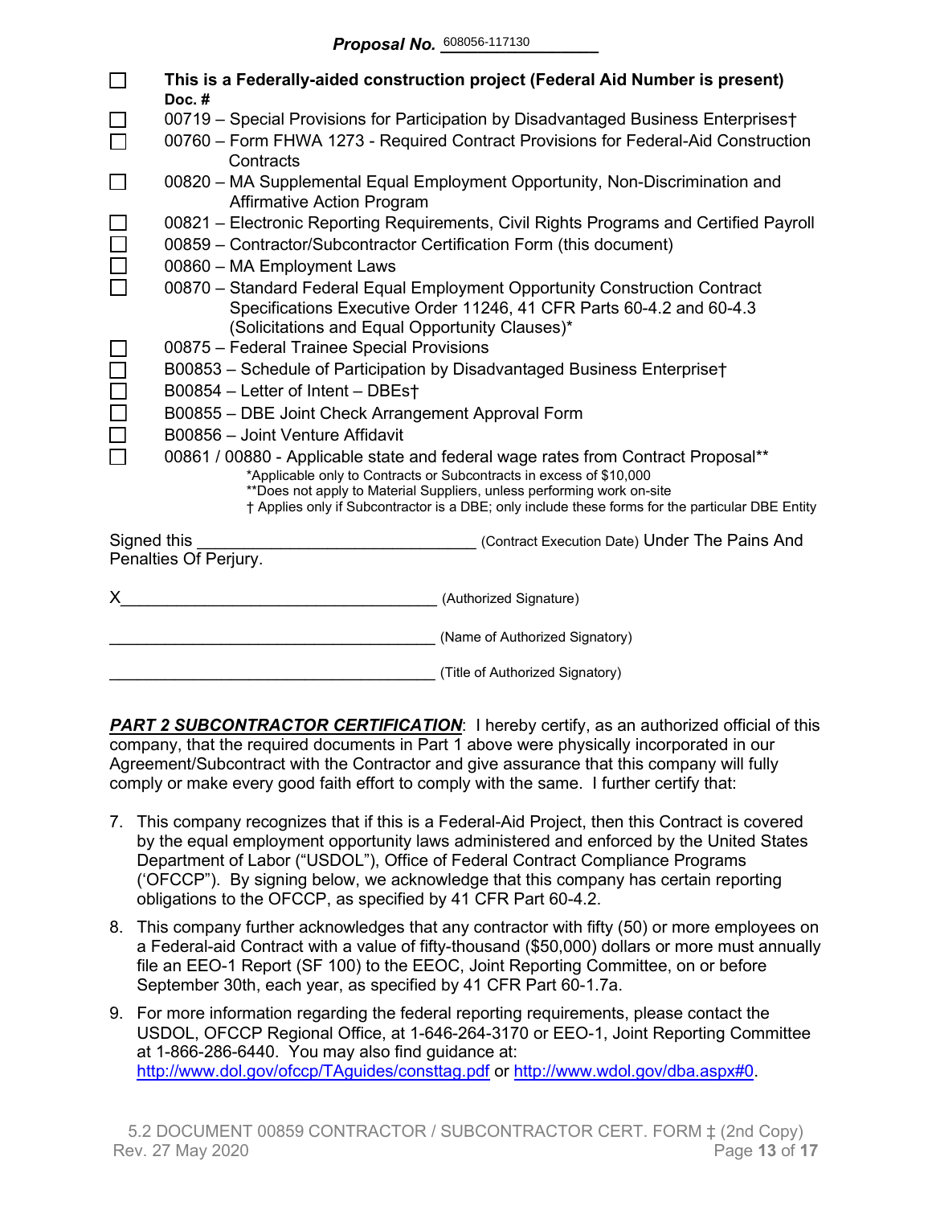**Proposal No.** 608056-117130

- ☐ **This is a Federally-aided construction project (Federal Aid Number is present)**
  **Doc. #**
- ☐ 00719 – Special Provisions for Participation by Disadvantaged Business Enterprises†
- ☐ 00760 – Form FHWA 1273 - Required Contract Provisions for Federal-Aid Construction Contracts
- ☐ 00820 – MA Supplemental Equal Employment Opportunity, Non-Discrimination and Affirmative Action Program
- ☐ 00821 – Electronic Reporting Requirements, Civil Rights Programs and Certified Payroll
- ☐ 00859 – Contractor/Subcontractor Certification Form (this document)
- ☐ 00860 – MA Employment Laws
- ☐ 00870 – Standard Federal Equal Employment Opportunity Construction Contract Specifications Executive Order 11246, 41 CFR Parts 60-4.2 and 60-4.3 (Solicitations and Equal Opportunity Clauses)*
- ☐ 00875 – Federal Trainee Special Provisions
- ☐ B00853 – Schedule of Participation by Disadvantaged Business Enterprise†
- ☐ B00854 – Letter of Intent – DBEs†
- ☐ B00855 – DBE Joint Check Arrangement Approval Form
- ☐ B00856 – Joint Venture Affidavit
- ☐ 00861 / 00880 - Applicable state and federal wage rates from Contract Proposal**

*Applicable only to Contracts or Subcontracts in excess of $10,000
**Does not apply to Material Suppliers, unless performing work on-site
† Applies only if Subcontractor is a DBE; only include these forms for the particular DBE Entity

Signed this ______________________________ (Contract Execution Date) Under The Pains And Penalties Of Perjury.

X____________________________________ (Authorized Signature)

_____________________________________ (Name of Authorized Signatory)

_____________________________________ (Title of Authorized Signatory)

***PART 2 SUBCONTRACTOR CERTIFICATION***: I hereby certify, as an authorized official of this company, that the required documents in Part 1 above were physically incorporated in our Agreement/Subcontract with the Contractor and give assurance that this company will fully comply or make every good faith effort to comply with the same. I further certify that:

7. This company recognizes that if this is a Federal-Aid Project, then this Contract is covered by the equal employment opportunity laws administered and enforced by the United States Department of Labor ("USDOL"), Office of Federal Contract Compliance Programs ('OFCCP"). By signing below, we acknowledge that this company has certain reporting obligations to the OFCCP, as specified by 41 CFR Part 60-4.2.
8. This company further acknowledges that any contractor with fifty (50) or more employees on a Federal-aid Contract with a value of fifty-thousand ($50,000) dollars or more must annually file an EEO-1 Report (SF 100) to the EEOC, Joint Reporting Committee, on or before September 30th, each year, as specified by 41 CFR Part 60-1.7a.
9. For more information regarding the federal reporting requirements, please contact the USDOL, OFCCP Regional Office, at 1-646-264-3170 or EEO-1, Joint Reporting Committee at 1-866-286-6440. You may also find guidance at: http://www.dol.gov/ofccp/TAguides/consttag.pdf or http://www.wdol.gov/dba.aspx#0.

5.2 DOCUMENT 00859 CONTRACTOR / SUBCONTRACTOR CERT. FORM ‡ (2nd Copy)
Rev. 27 May 2020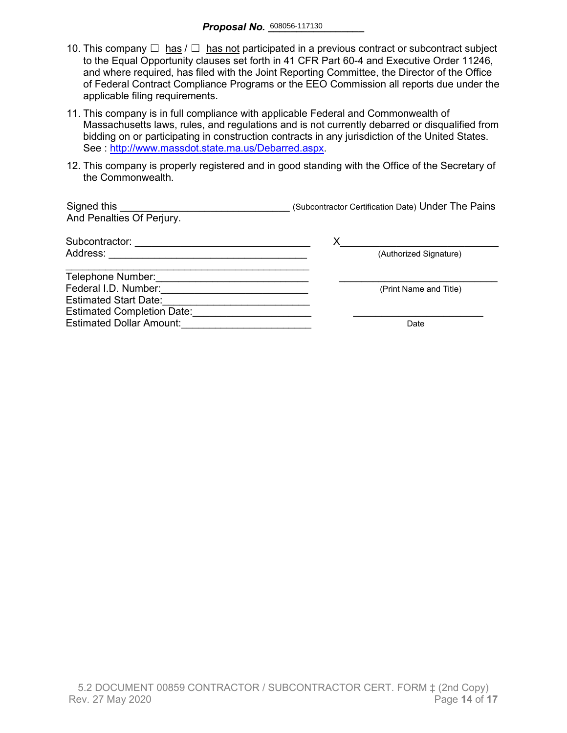**Proposal No.** 608056-117130

10. This company ☐ has / ☐ has not participated in a previous contract or subcontract subject to the Equal Opportunity clauses set forth in 41 CFR Part 60-4 and Executive Order 11246, and where required, has filed with the Joint Reporting Committee, the Director of the Office of Federal Contract Compliance Programs or the EEO Commission all reports due under the applicable filing requirements.

11. This company is in full compliance with applicable Federal and Commonwealth of Massachusetts laws, rules, and regulations and is not currently debarred or disqualified from bidding on or participating in construction contracts in any jurisdiction of the United States. See : http://www.massdot.state.ma.us/Debarred.aspx.

12. This company is properly registered and in good standing with the Office of the Secretary of the Commonwealth.

Signed this ______________________________ (Subcontractor Certification Date) Under The Pains And Penalties Of Perjury.

Subcontractor: ______________________________

Address: ______________________________

______________________________

Telephone Number: ______________________________

Federal I.D. Number: ______________________________

Estimated Start Date: ______________________________

Estimated Completion Date: ______________________________

Estimated Dollar Amount: ______________________________

X______________________________
(Authorized Signature)

______________________________
(Print Name and Title)

______________________________
Date

5.2 DOCUMENT 00859 CONTRACTOR / SUBCONTRACTOR CERT. FORM ‡ (2nd Copy)
Rev. 27 May 2020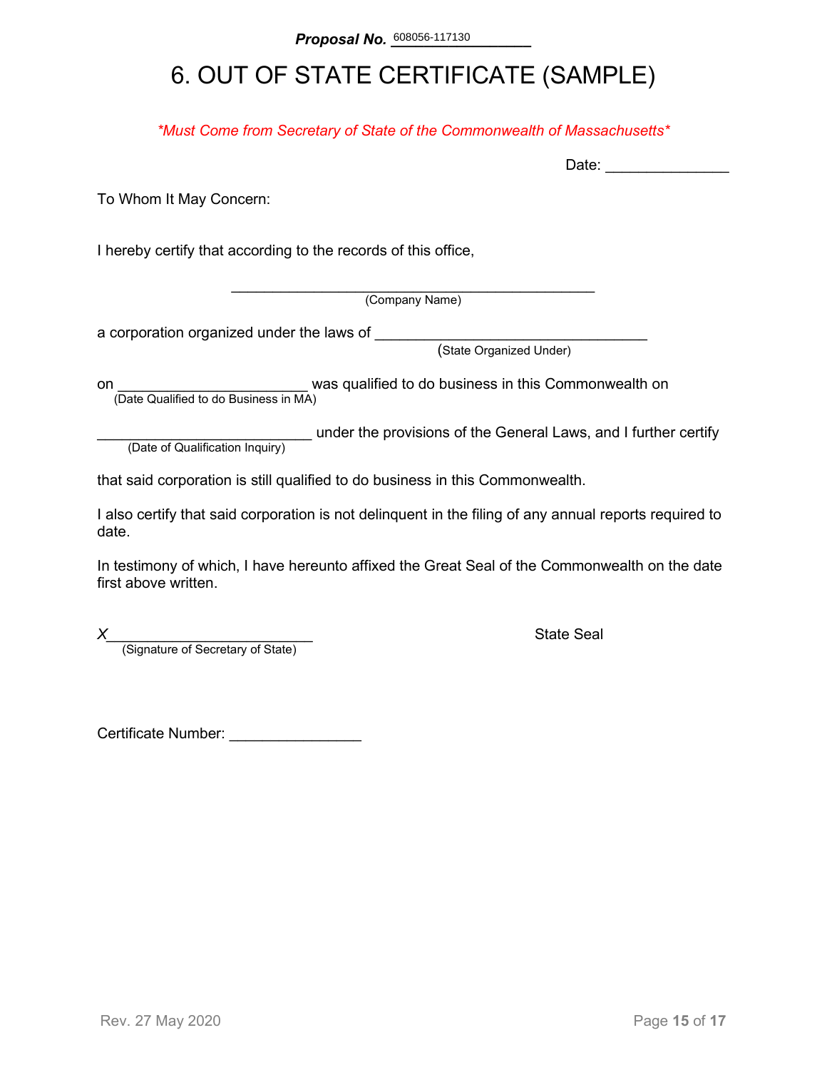**Proposal No.** 608056-117130

# 6. OUT OF STATE CERTIFICATE (SAMPLE)

*\*Must Come from Secretary of State of the Commonwealth of Massachusetts\**

Date: _______________

To Whom It May Concern:

I hereby certify that according to the records of this office,

_____________________________________________
(Company Name)

a corporation organized under the laws of _________________________________
(State Organized Under)

on _______________________ was qualified to do business in this Commonwealth on
(Date Qualified to do Business in MA)

__________________________ under the provisions of the General Laws, and I further certify
(Date of Qualification Inquiry)

that said corporation is still qualified to do business in this Commonwealth.

I also certify that said corporation is not delinquent in the filing of any annual reports required to date.

In testimony of which, I have hereunto affixed the Great Seal of the Commonwealth on the date first above written.

X_________________________
(Signature of Secretary of State)

State Seal

Certificate Number: ________________

Rev. 27 May 2020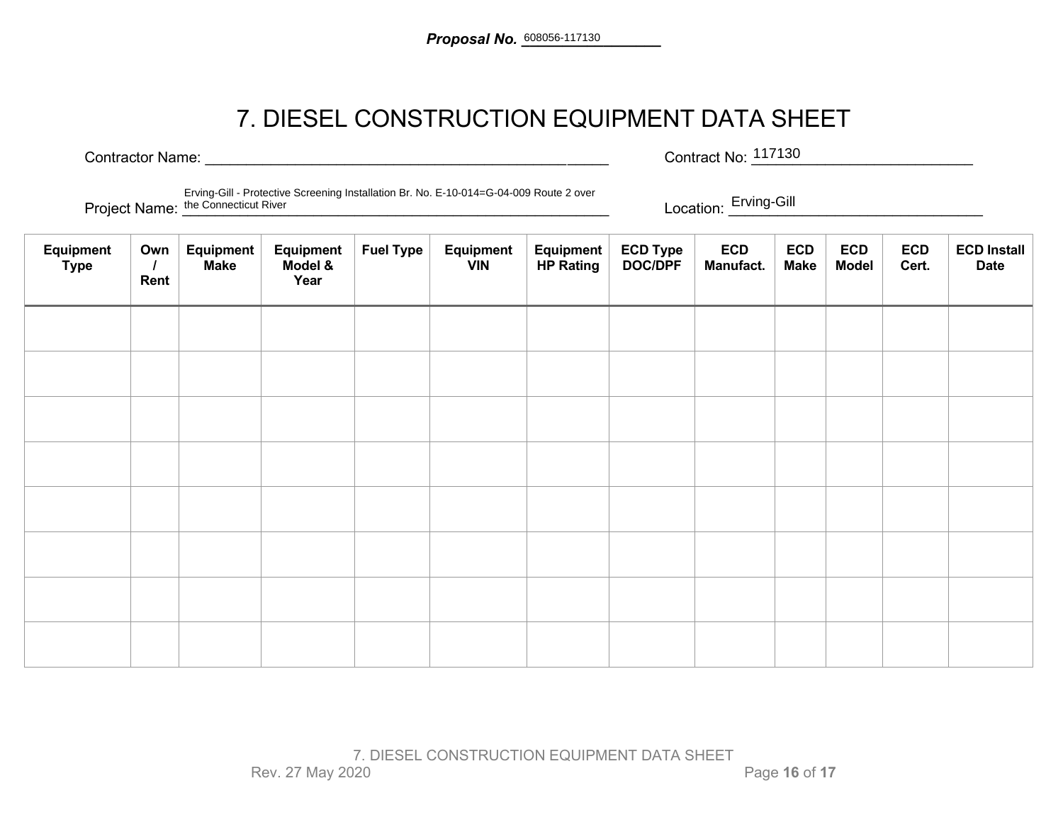**Proposal No.** 608056-117130

# 7. DIESEL CONSTRUCTION EQUIPMENT DATA SHEET

Contractor Name: ______________________________________________ Contract No: 117130

Project Name: Erving-Gill - Protective Screening Installation Br. No. E-10-014=G-04-009 Route 2 over the Connecticut River Location: Erving-Gill

| Equipment Type | Own / Rent | Equipment Make | Equipment Model & Year | Fuel Type | Equipment VIN | Equipment HP Rating | ECD Type DOC/DPF | ECD Manufact. | ECD Make | ECD Model | ECD Cert. | ECD Install Date |
|---|---|---|---|---|---|---|---|---|---|---|---|---|
| | | | | | | | | | | | | |
| | | | | | | | | | | | | |
| | | | | | | | | | | | | |
| | | | | | | | | | | | | |
| | | | | | | | | | | | | |
| | | | | | | | | | | | | |
| | | | | | | | | | | | | |
| | | | | | | | | | | | | |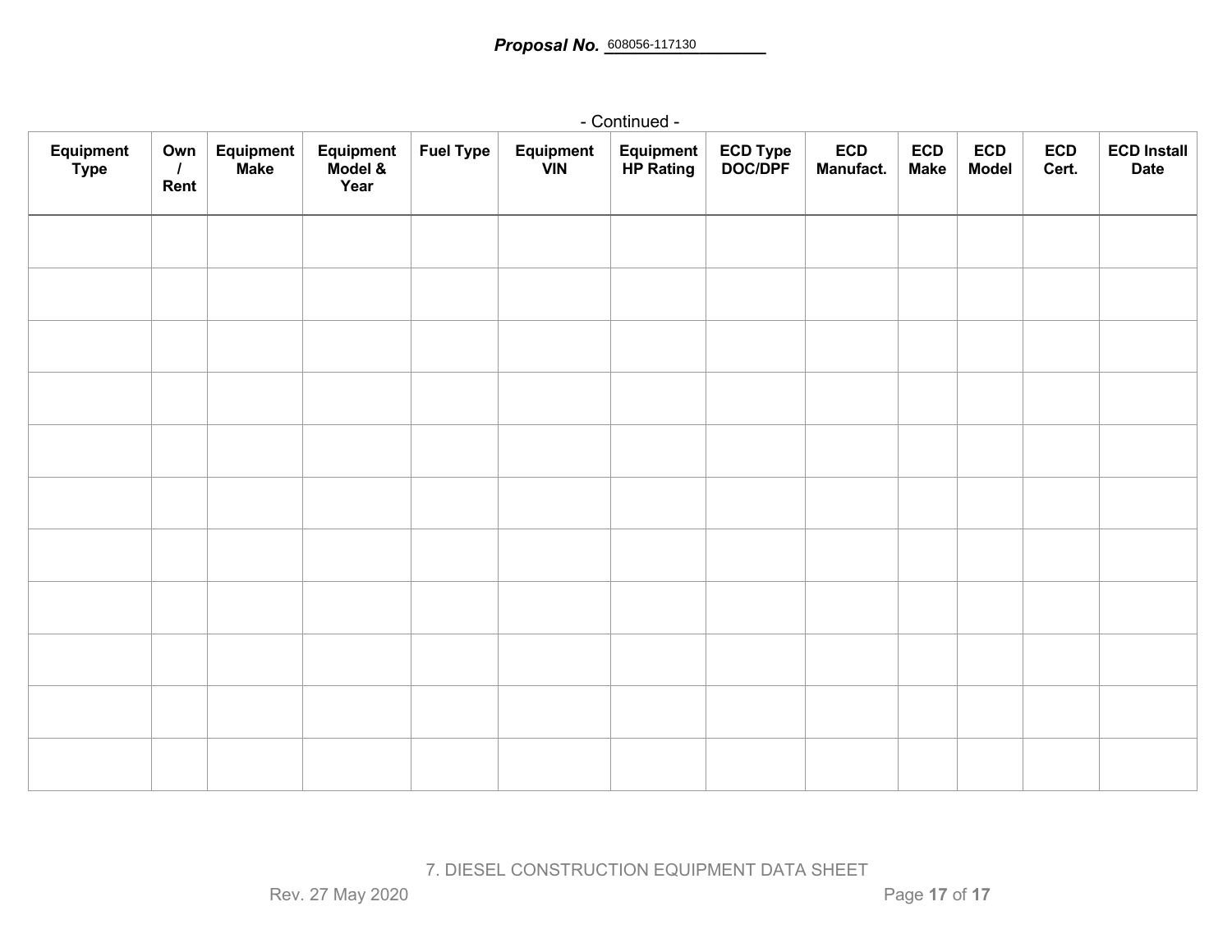**_Proposal No._** 608056-117130

- Continued -

| Equipment Type | Own / Rent | Equipment Make | Equipment Model & Year | Fuel Type | Equipment VIN | Equipment HP Rating | ECD Type DOC/DPF | ECD Manufact. | ECD Make | ECD Model | ECD Cert. | ECD Install Date |
|---|---|---|---|---|---|---|---|---|---|---|---|---|
| | | | | | | | | | | | | |
| | | | | | | | | | | | | |
| | | | | | | | | | | | | |
| | | | | | | | | | | | | |
| | | | | | | | | | | | | |
| | | | | | | | | | | | | |
| | | | | | | | | | | | | |
| | | | | | | | | | | | | |
| | | | | | | | | | | | | |
| | | | | | | | | | | | | |
| | | | | | | | | | | | | |